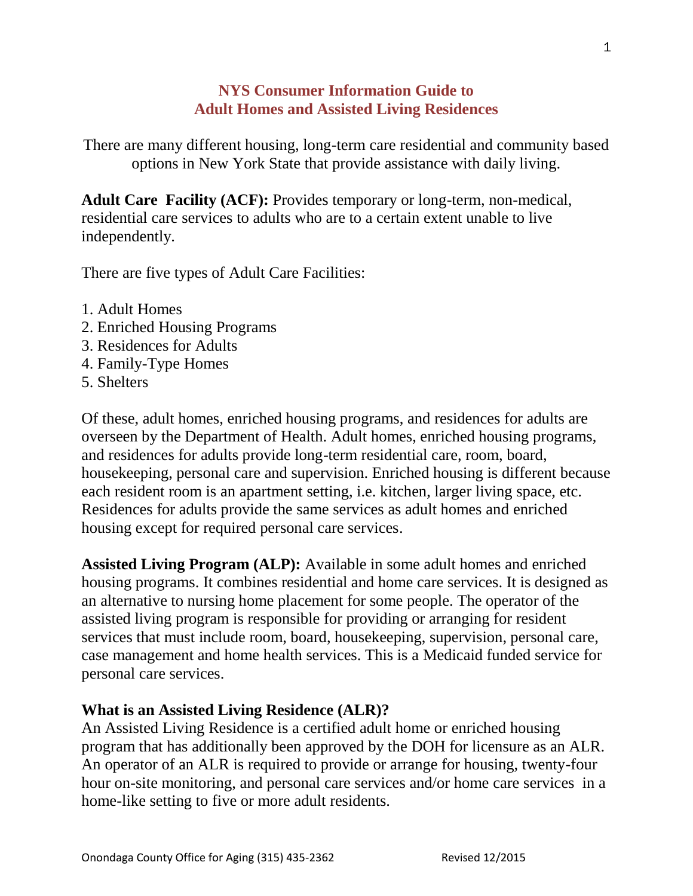# NYS Consumer Information Guide to Adult Homes and Assisted Living Residences

There are many different housing, long-term care residential and community based options in New York State that provide assistance with daily living.

**Adult Care Facility (ACF):** Provides temporary or long-term, non-medical, residential care services to adults who are to a certain extent unable to live independently.

There are five types of Adult Care Facilities:

1. Adult Homes
2. Enriched Housing Programs
3. Residences for Adults
4. Family-Type Homes
5. Shelters

Of these, adult homes, enriched housing programs, and residences for adults are overseen by the Department of Health. Adult homes, enriched housing programs, and residences for adults provide long-term residential care, room, board, housekeeping, personal care and supervision. Enriched housing is different because each resident room is an apartment setting, i.e. kitchen, larger living space, etc. Residences for adults provide the same services as adult homes and enriched housing except for required personal care services.

**Assisted Living Program (ALP):** Available in some adult homes and enriched housing programs. It combines residential and home care services. It is designed as an alternative to nursing home placement for some people. The operator of the assisted living program is responsible for providing or arranging for resident services that must include room, board, housekeeping, supervision, personal care, case management and home health services. This is a Medicaid funded service for personal care services.

### What is an Assisted Living Residence (ALR)?

An Assisted Living Residence is a certified adult home or enriched housing program that has additionally been approved by the DOH for licensure as an ALR. An operator of an ALR is required to provide or arrange for housing, twenty-four hour on-site monitoring, and personal care services and/or home care services in a home-like setting to five or more adult residents.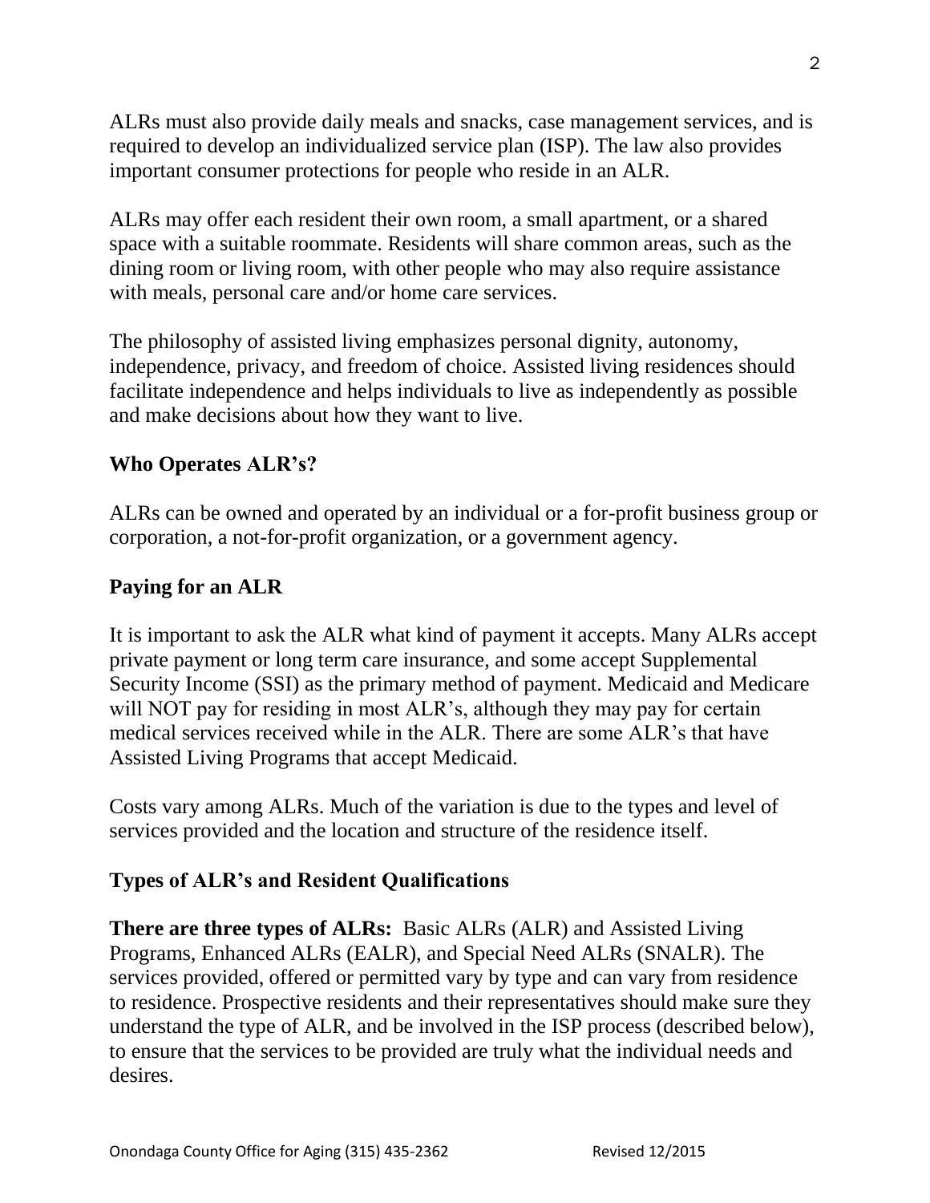ALRs must also provide daily meals and snacks, case management services, and is required to develop an individualized service plan (ISP). The law also provides important consumer protections for people who reside in an ALR.

ALRs may offer each resident their own room, a small apartment, or a shared space with a suitable roommate. Residents will share common areas, such as the dining room or living room, with other people who may also require assistance with meals, personal care and/or home care services.

The philosophy of assisted living emphasizes personal dignity, autonomy, independence, privacy, and freedom of choice. Assisted living residences should facilitate independence and helps individuals to live as independently as possible and make decisions about how they want to live.

## Who Operates ALR's?

ALRs can be owned and operated by an individual or a for-profit business group or corporation, a not-for-profit organization, or a government agency.

## Paying for an ALR

It is important to ask the ALR what kind of payment it accepts. Many ALRs accept private payment or long term care insurance, and some accept Supplemental Security Income (SSI) as the primary method of payment. Medicaid and Medicare will NOT pay for residing in most ALR's, although they may pay for certain medical services received while in the ALR. There are some ALR's that have Assisted Living Programs that accept Medicaid.

Costs vary among ALRs. Much of the variation is due to the types and level of services provided and the location and structure of the residence itself.

## Types of ALR's and Resident Qualifications

**There are three types of ALRs:** Basic ALRs (ALR) and Assisted Living Programs, Enhanced ALRs (EALR), and Special Need ALRs (SNALR). The services provided, offered or permitted vary by type and can vary from residence to residence. Prospective residents and their representatives should make sure they understand the type of ALR, and be involved in the ISP process (described below), to ensure that the services to be provided are truly what the individual needs and desires.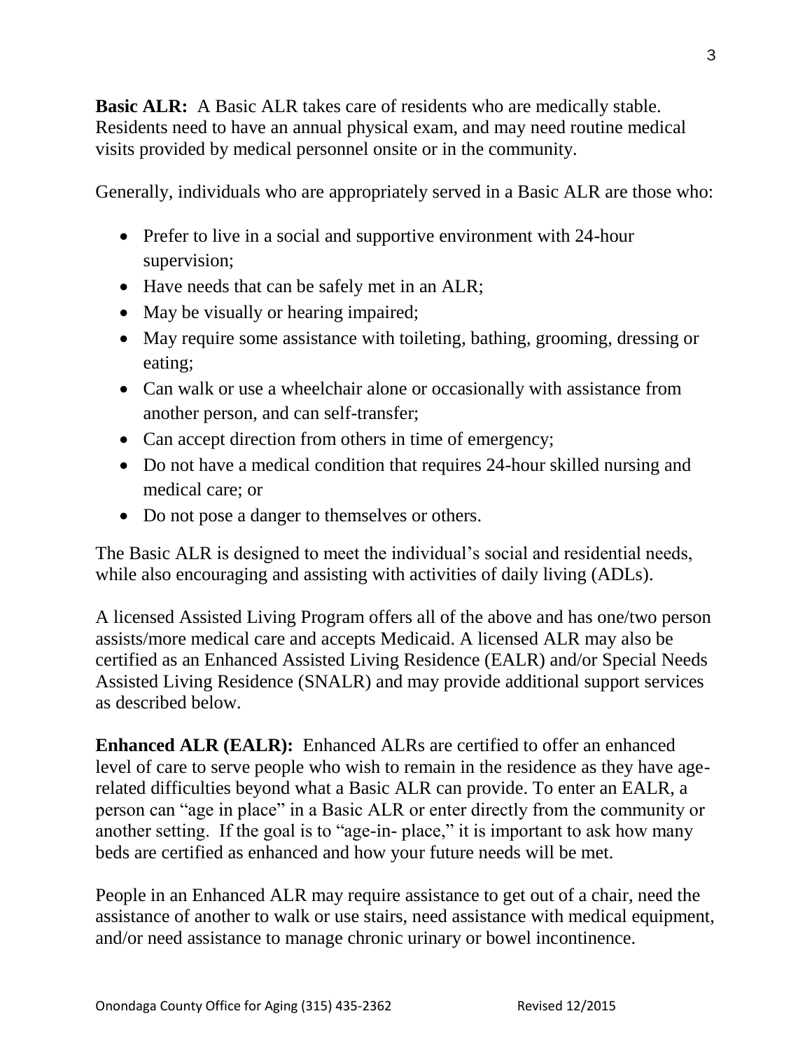**Basic ALR:** A Basic ALR takes care of residents who are medically stable. Residents need to have an annual physical exam, and may need routine medical visits provided by medical personnel onsite or in the community.

Generally, individuals who are appropriately served in a Basic ALR are those who:

- Prefer to live in a social and supportive environment with 24-hour supervision;
- Have needs that can be safely met in an ALR;
- May be visually or hearing impaired;
- May require some assistance with toileting, bathing, grooming, dressing or eating;
- Can walk or use a wheelchair alone or occasionally with assistance from another person, and can self-transfer;
- Can accept direction from others in time of emergency;
- Do not have a medical condition that requires 24-hour skilled nursing and medical care; or
- Do not pose a danger to themselves or others.

The Basic ALR is designed to meet the individual's social and residential needs, while also encouraging and assisting with activities of daily living (ADLs).

A licensed Assisted Living Program offers all of the above and has one/two person assists/more medical care and accepts Medicaid. A licensed ALR may also be certified as an Enhanced Assisted Living Residence (EALR) and/or Special Needs Assisted Living Residence (SNALR) and may provide additional support services as described below.

**Enhanced ALR (EALR):** Enhanced ALRs are certified to offer an enhanced level of care to serve people who wish to remain in the residence as they have age-related difficulties beyond what a Basic ALR can provide. To enter an EALR, a person can "age in place" in a Basic ALR or enter directly from the community or another setting. If the goal is to "age-in- place," it is important to ask how many beds are certified as enhanced and how your future needs will be met.

People in an Enhanced ALR may require assistance to get out of a chair, need the assistance of another to walk or use stairs, need assistance with medical equipment, and/or need assistance to manage chronic urinary or bowel incontinence.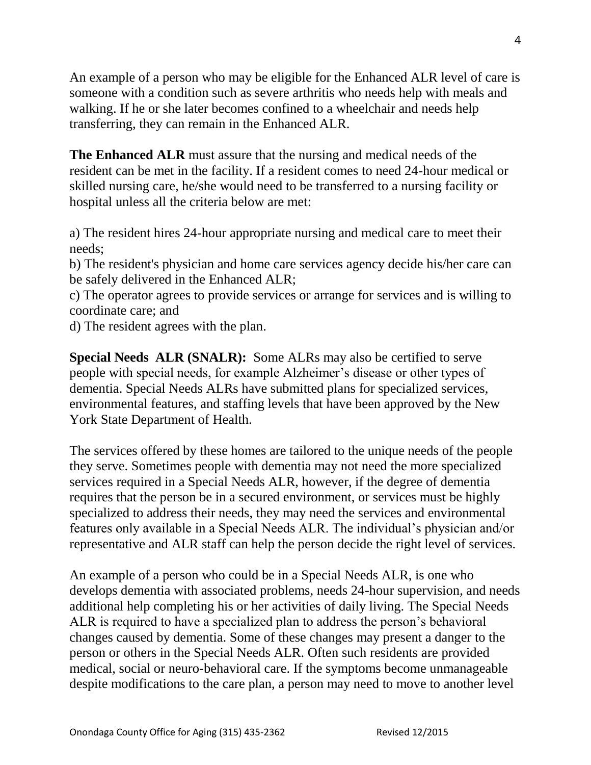An example of a person who may be eligible for the Enhanced ALR level of care is someone with a condition such as severe arthritis who needs help with meals and walking. If he or she later becomes confined to a wheelchair and needs help transferring, they can remain in the Enhanced ALR.

**The Enhanced ALR** must assure that the nursing and medical needs of the resident can be met in the facility. If a resident comes to need 24-hour medical or skilled nursing care, he/she would need to be transferred to a nursing facility or hospital unless all the criteria below are met:

a) The resident hires 24-hour appropriate nursing and medical care to meet their needs;
b) The resident's physician and home care services agency decide his/her care can be safely delivered in the Enhanced ALR;
c) The operator agrees to provide services or arrange for services and is willing to coordinate care; and
d) The resident agrees with the plan.

**Special Needs ALR (SNALR):** Some ALRs may also be certified to serve people with special needs, for example Alzheimer's disease or other types of dementia. Special Needs ALRs have submitted plans for specialized services, environmental features, and staffing levels that have been approved by the New York State Department of Health.

The services offered by these homes are tailored to the unique needs of the people they serve. Sometimes people with dementia may not need the more specialized services required in a Special Needs ALR, however, if the degree of dementia requires that the person be in a secured environment, or services must be highly specialized to address their needs, they may need the services and environmental features only available in a Special Needs ALR. The individual's physician and/or representative and ALR staff can help the person decide the right level of services.

An example of a person who could be in a Special Needs ALR, is one who develops dementia with associated problems, needs 24-hour supervision, and needs additional help completing his or her activities of daily living. The Special Needs ALR is required to have a specialized plan to address the person's behavioral changes caused by dementia. Some of these changes may present a danger to the person or others in the Special Needs ALR. Often such residents are provided medical, social or neuro-behavioral care. If the symptoms become unmanageable despite modifications to the care plan, a person may need to move to another level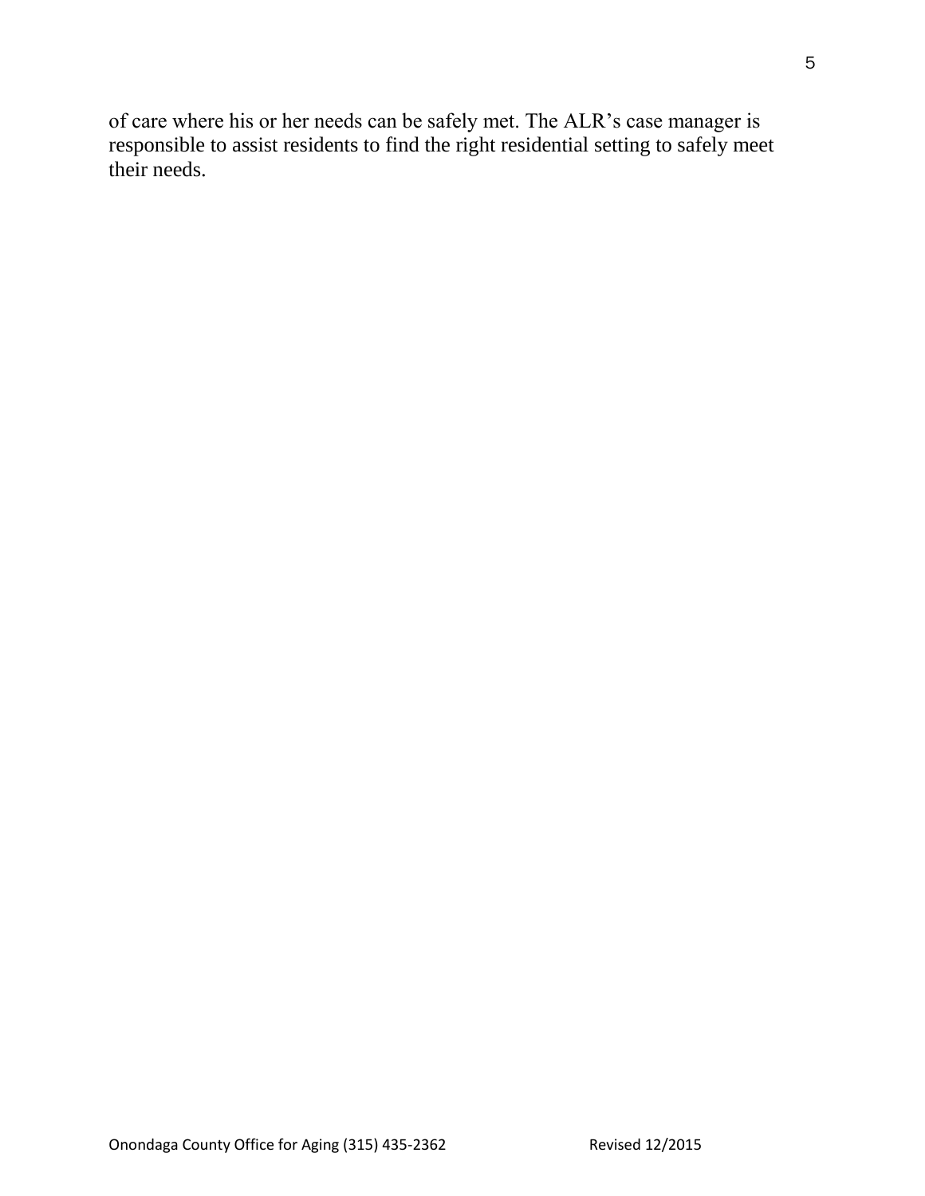of care where his or her needs can be safely met. The ALR's case manager is responsible to assist residents to find the right residential setting to safely meet their needs.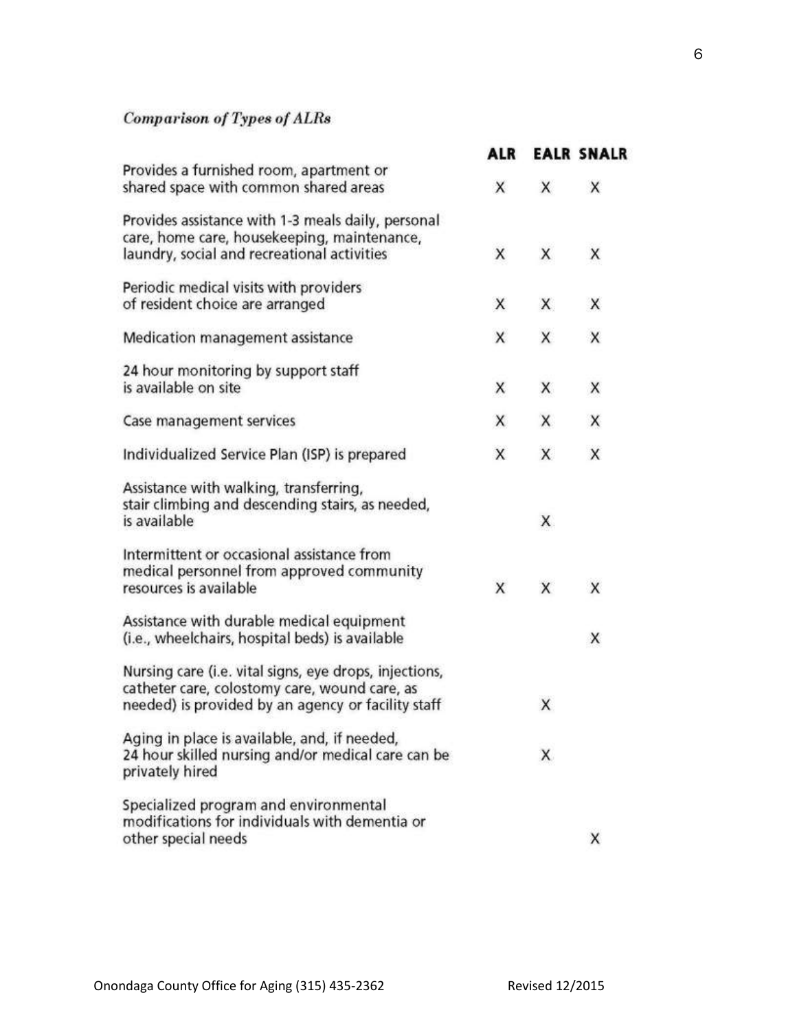*Comparison of Types of ALRs*

| | ALR | EALR | SNALR |
|---|---|---|---|
| Provides a furnished room, apartment or shared space with common shared areas | X | X | X |
| Provides assistance with 1-3 meals daily, personal care, home care, housekeeping, maintenance, laundry, social and recreational activities | X | X | X |
| Periodic medical visits with providers of resident choice are arranged | X | X | X |
| Medication management assistance | X | X | X |
| 24 hour monitoring by support staff is available on site | X | X | X |
| Case management services | X | X | X |
| Individualized Service Plan (ISP) is prepared | X | X | X |
| Assistance with walking, transferring, stair climbing and descending stairs, as needed, is available | | X | |
| Intermittent or occasional assistance from medical personnel from approved community resources is available | X | X | X |
| Assistance with durable medical equipment (i.e., wheelchairs, hospital beds) is available | | | X |
| Nursing care (i.e. vital signs, eye drops, injections, catheter care, colostomy care, wound care, as needed) is provided by an agency or facility staff | | X | |
| Aging in place is available, and, if needed, 24 hour skilled nursing and/or medical care can be privately hired | | X | |
| Specialized program and environmental modifications for individuals with dementia or other special needs | | | X |

Onondaga County Office for Aging (315) 435-2362 Revised 12/2015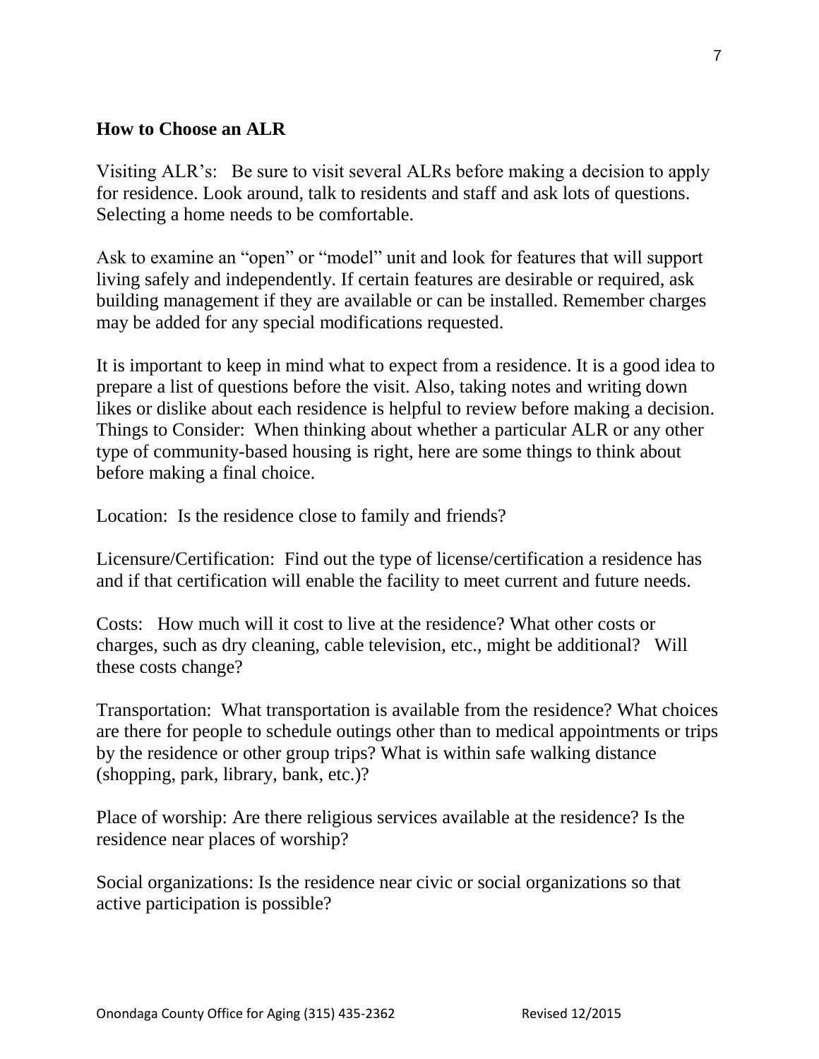**How to Choose an ALR**

Visiting ALR's: Be sure to visit several ALRs before making a decision to apply for residence. Look around, talk to residents and staff and ask lots of questions. Selecting a home needs to be comfortable.

Ask to examine an "open" or "model" unit and look for features that will support living safely and independently. If certain features are desirable or required, ask building management if they are available or can be installed. Remember charges may be added for any special modifications requested.

It is important to keep in mind what to expect from a residence. It is a good idea to prepare a list of questions before the visit. Also, taking notes and writing down likes or dislike about each residence is helpful to review before making a decision. Things to Consider: When thinking about whether a particular ALR or any other type of community-based housing is right, here are some things to think about before making a final choice.

Location: Is the residence close to family and friends?

Licensure/Certification: Find out the type of license/certification a residence has and if that certification will enable the facility to meet current and future needs.

Costs: How much will it cost to live at the residence? What other costs or charges, such as dry cleaning, cable television, etc., might be additional? Will these costs change?

Transportation: What transportation is available from the residence? What choices are there for people to schedule outings other than to medical appointments or trips by the residence or other group trips? What is within safe walking distance (shopping, park, library, bank, etc.)?

Place of worship: Are there religious services available at the residence? Is the residence near places of worship?

Social organizations: Is the residence near civic or social organizations so that active participation is possible?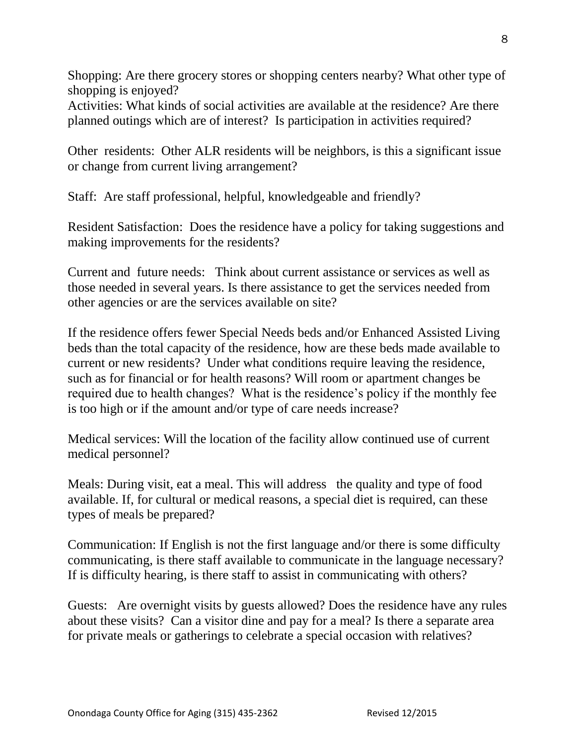Shopping: Are there grocery stores or shopping centers nearby? What other type of shopping is enjoyed?
Activities: What kinds of social activities are available at the residence? Are there planned outings which are of interest? Is participation in activities required?

Other residents: Other ALR residents will be neighbors, is this a significant issue or change from current living arrangement?

Staff: Are staff professional, helpful, knowledgeable and friendly?

Resident Satisfaction: Does the residence have a policy for taking suggestions and making improvements for the residents?

Current and future needs: Think about current assistance or services as well as those needed in several years. Is there assistance to get the services needed from other agencies or are the services available on site?

If the residence offers fewer Special Needs beds and/or Enhanced Assisted Living beds than the total capacity of the residence, how are these beds made available to current or new residents? Under what conditions require leaving the residence, such as for financial or for health reasons? Will room or apartment changes be required due to health changes? What is the residence's policy if the monthly fee is too high or if the amount and/or type of care needs increase?

Medical services: Will the location of the facility allow continued use of current medical personnel?

Meals: During visit, eat a meal. This will address the quality and type of food available. If, for cultural or medical reasons, a special diet is required, can these types of meals be prepared?

Communication: If English is not the first language and/or there is some difficulty communicating, is there staff available to communicate in the language necessary? If is difficulty hearing, is there staff to assist in communicating with others?

Guests: Are overnight visits by guests allowed? Does the residence have any rules about these visits? Can a visitor dine and pay for a meal? Is there a separate area for private meals or gatherings to celebrate a special occasion with relatives?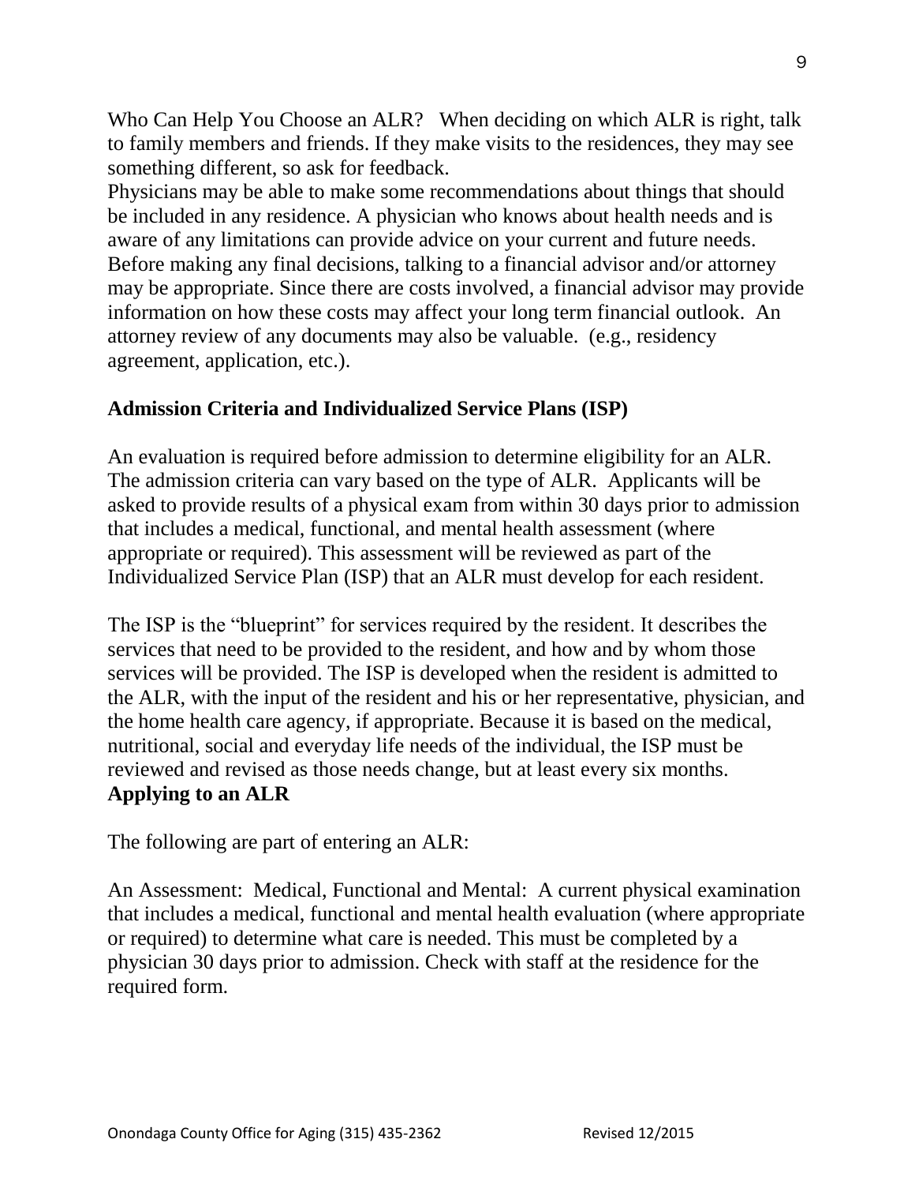Who Can Help You Choose an ALR? When deciding on which ALR is right, talk to family members and friends. If they make visits to the residences, they may see something different, so ask for feedback.

Physicians may be able to make some recommendations about things that should be included in any residence. A physician who knows about health needs and is aware of any limitations can provide advice on your current and future needs.

Before making any final decisions, talking to a financial advisor and/or attorney may be appropriate. Since there are costs involved, a financial advisor may provide information on how these costs may affect your long term financial outlook. An attorney review of any documents may also be valuable. (e.g., residency agreement, application, etc.).

## Admission Criteria and Individualized Service Plans (ISP)

An evaluation is required before admission to determine eligibility for an ALR. The admission criteria can vary based on the type of ALR. Applicants will be asked to provide results of a physical exam from within 30 days prior to admission that includes a medical, functional, and mental health assessment (where appropriate or required). This assessment will be reviewed as part of the Individualized Service Plan (ISP) that an ALR must develop for each resident.

The ISP is the "blueprint" for services required by the resident. It describes the services that need to be provided to the resident, and how and by whom those services will be provided. The ISP is developed when the resident is admitted to the ALR, with the input of the resident and his or her representative, physician, and the home health care agency, if appropriate. Because it is based on the medical, nutritional, social and everyday life needs of the individual, the ISP must be reviewed and revised as those needs change, but at least every six months.

## Applying to an ALR

The following are part of entering an ALR:

An Assessment: Medical, Functional and Mental: A current physical examination that includes a medical, functional and mental health evaluation (where appropriate or required) to determine what care is needed. This must be completed by a physician 30 days prior to admission. Check with staff at the residence for the required form.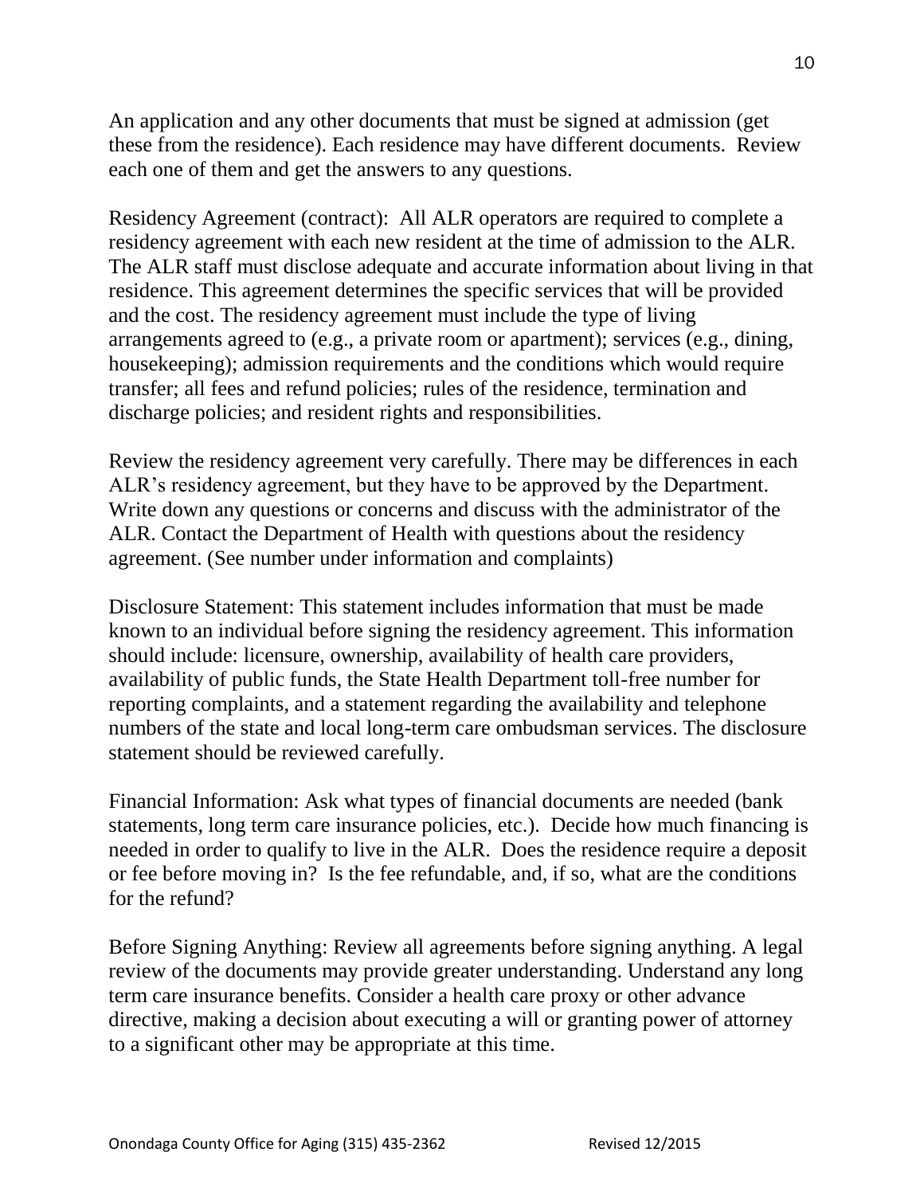An application and any other documents that must be signed at admission (get these from the residence). Each residence may have different documents. Review each one of them and get the answers to any questions.

Residency Agreement (contract): All ALR operators are required to complete a residency agreement with each new resident at the time of admission to the ALR. The ALR staff must disclose adequate and accurate information about living in that residence. This agreement determines the specific services that will be provided and the cost. The residency agreement must include the type of living arrangements agreed to (e.g., a private room or apartment); services (e.g., dining, housekeeping); admission requirements and the conditions which would require transfer; all fees and refund policies; rules of the residence, termination and discharge policies; and resident rights and responsibilities.

Review the residency agreement very carefully. There may be differences in each ALR's residency agreement, but they have to be approved by the Department. Write down any questions or concerns and discuss with the administrator of the ALR. Contact the Department of Health with questions about the residency agreement. (See number under information and complaints)

Disclosure Statement: This statement includes information that must be made known to an individual before signing the residency agreement. This information should include: licensure, ownership, availability of health care providers, availability of public funds, the State Health Department toll-free number for reporting complaints, and a statement regarding the availability and telephone numbers of the state and local long-term care ombudsman services. The disclosure statement should be reviewed carefully.

Financial Information: Ask what types of financial documents are needed (bank statements, long term care insurance policies, etc.). Decide how much financing is needed in order to qualify to live in the ALR. Does the residence require a deposit or fee before moving in? Is the fee refundable, and, if so, what are the conditions for the refund?

Before Signing Anything: Review all agreements before signing anything. A legal review of the documents may provide greater understanding. Understand any long term care insurance benefits. Consider a health care proxy or other advance directive, making a decision about executing a will or granting power of attorney to a significant other may be appropriate at this time.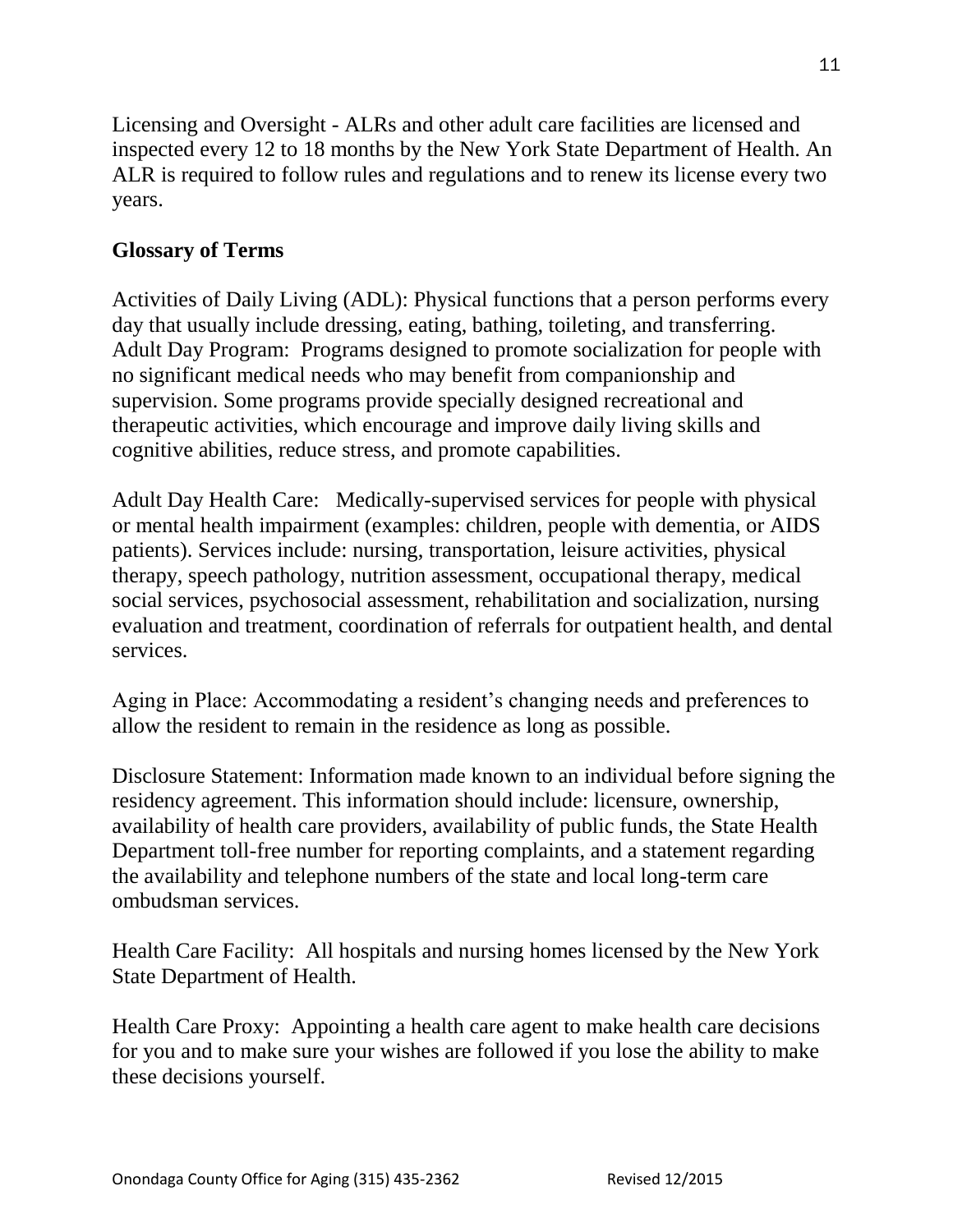Licensing and Oversight - ALRs and other adult care facilities are licensed and inspected every 12 to 18 months by the New York State Department of Health. An ALR is required to follow rules and regulations and to renew its license every two years.

## Glossary of Terms

Activities of Daily Living (ADL): Physical functions that a person performs every day that usually include dressing, eating, bathing, toileting, and transferring.
Adult Day Program: Programs designed to promote socialization for people with no significant medical needs who may benefit from companionship and supervision. Some programs provide specially designed recreational and therapeutic activities, which encourage and improve daily living skills and cognitive abilities, reduce stress, and promote capabilities.

Adult Day Health Care: Medically-supervised services for people with physical or mental health impairment (examples: children, people with dementia, or AIDS patients). Services include: nursing, transportation, leisure activities, physical therapy, speech pathology, nutrition assessment, occupational therapy, medical social services, psychosocial assessment, rehabilitation and socialization, nursing evaluation and treatment, coordination of referrals for outpatient health, and dental services.

Aging in Place: Accommodating a resident's changing needs and preferences to allow the resident to remain in the residence as long as possible.

Disclosure Statement: Information made known to an individual before signing the residency agreement. This information should include: licensure, ownership, availability of health care providers, availability of public funds, the State Health Department toll-free number for reporting complaints, and a statement regarding the availability and telephone numbers of the state and local long-term care ombudsman services.

Health Care Facility: All hospitals and nursing homes licensed by the New York State Department of Health.

Health Care Proxy: Appointing a health care agent to make health care decisions for you and to make sure your wishes are followed if you lose the ability to make these decisions yourself.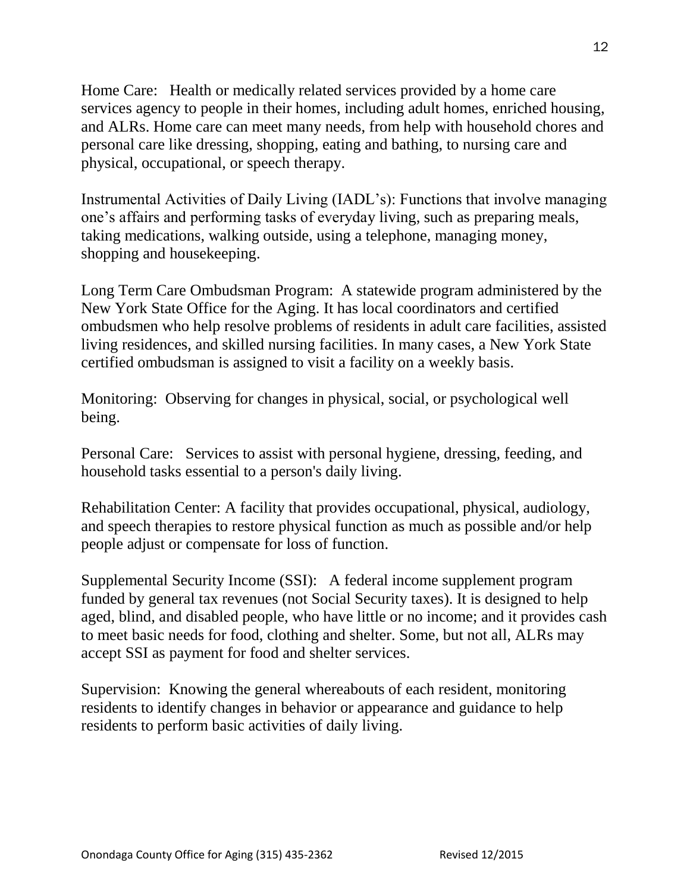Home Care: Health or medically related services provided by a home care services agency to people in their homes, including adult homes, enriched housing, and ALRs. Home care can meet many needs, from help with household chores and personal care like dressing, shopping, eating and bathing, to nursing care and physical, occupational, or speech therapy.

Instrumental Activities of Daily Living (IADL's): Functions that involve managing one's affairs and performing tasks of everyday living, such as preparing meals, taking medications, walking outside, using a telephone, managing money, shopping and housekeeping.

Long Term Care Ombudsman Program: A statewide program administered by the New York State Office for the Aging. It has local coordinators and certified ombudsmen who help resolve problems of residents in adult care facilities, assisted living residences, and skilled nursing facilities. In many cases, a New York State certified ombudsman is assigned to visit a facility on a weekly basis.

Monitoring: Observing for changes in physical, social, or psychological well being.

Personal Care: Services to assist with personal hygiene, dressing, feeding, and household tasks essential to a person's daily living.

Rehabilitation Center: A facility that provides occupational, physical, audiology, and speech therapies to restore physical function as much as possible and/or help people adjust or compensate for loss of function.

Supplemental Security Income (SSI): A federal income supplement program funded by general tax revenues (not Social Security taxes). It is designed to help aged, blind, and disabled people, who have little or no income; and it provides cash to meet basic needs for food, clothing and shelter. Some, but not all, ALRs may accept SSI as payment for food and shelter services.

Supervision: Knowing the general whereabouts of each resident, monitoring residents to identify changes in behavior or appearance and guidance to help residents to perform basic activities of daily living.